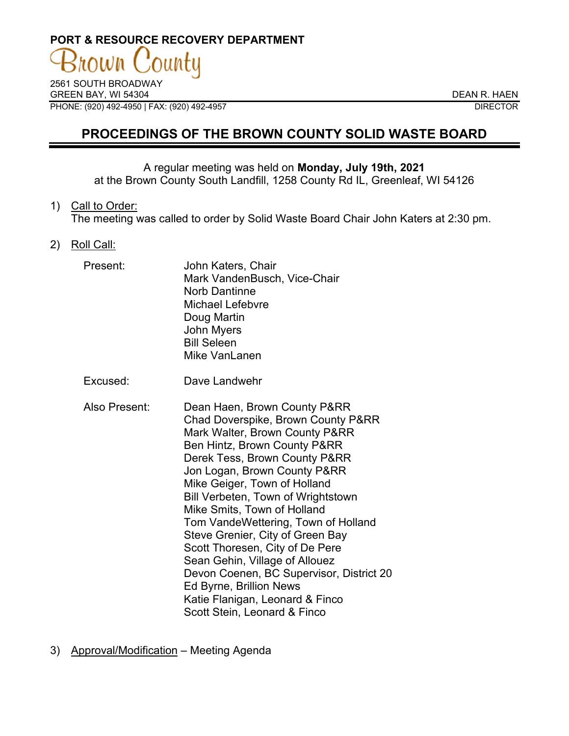**PORT & RESOURCE RECOVERY DEPARTMENT**

Brown County

2561 SOUTH BROADWAY
GREEN BAY, WI 54304
PHONE: (920) 492-4950 | FAX: (920) 492-4957

DEAN R. HAEN
DIRECTOR

# PROCEEDINGS OF THE BROWN COUNTY SOLID WASTE BOARD

A regular meeting was held on **Monday, July 19th, 2021**
at the Brown County South Landfill, 1258 County Rd IL, Greenleaf, WI 54126

1) Call to Order:
The meeting was called to order by Solid Waste Board Chair John Katers at 2:30 pm.

2) Roll Call:

Present:
John Katers, Chair
Mark VandenBusch, Vice-Chair
Norb Dantinne
Michael Lefebvre
Doug Martin
John Myers
Bill Seleen
Mike VanLanen

Excused:
Dave Landwehr

Also Present:
Dean Haen, Brown County P&RR
Chad Doverspike, Brown County P&RR
Mark Walter, Brown County P&RR
Ben Hintz, Brown County P&RR
Derek Tess, Brown County P&RR
Jon Logan, Brown County P&RR
Mike Geiger, Town of Holland
Bill Verbeten, Town of Wrightstown
Mike Smits, Town of Holland
Tom VandeWettering, Town of Holland
Steve Grenier, City of Green Bay
Scott Thoresen, City of De Pere
Sean Gehin, Village of Allouez
Devon Coenen, BC Supervisor, District 20
Ed Byrne, Brillion News
Katie Flanigan, Leonard & Finco
Scott Stein, Leonard & Finco

3) Approval/Modification – Meeting Agenda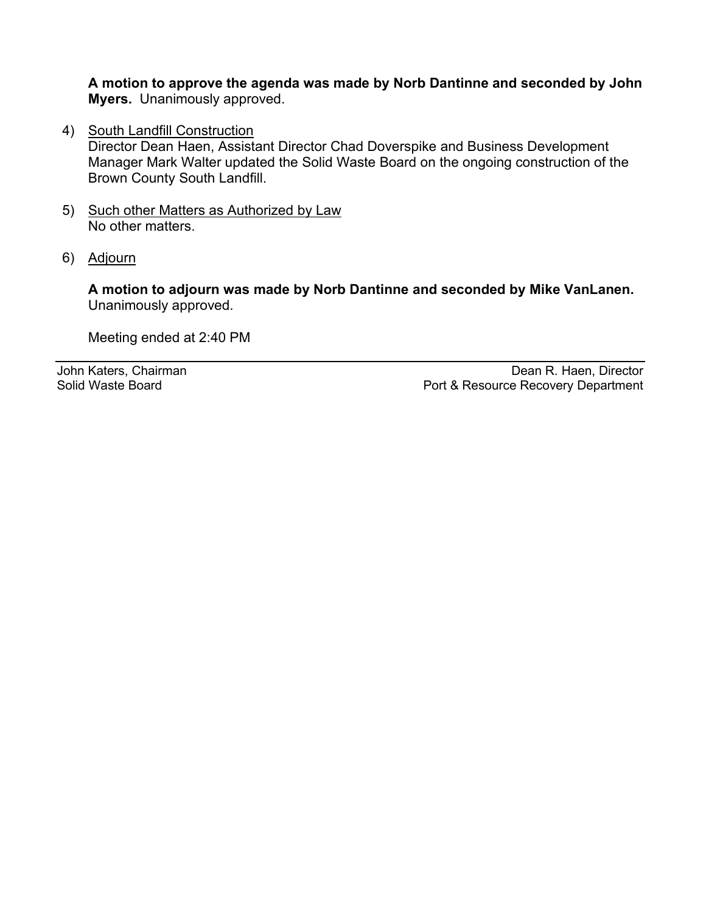**A motion to approve the agenda was made by Norb Dantinne and seconded by John Myers.** Unanimously approved.

4) South Landfill Construction
Director Dean Haen, Assistant Director Chad Doverspike and Business Development Manager Mark Walter updated the Solid Waste Board on the ongoing construction of the Brown County South Landfill.

5) Such other Matters as Authorized by Law
No other matters.

6) Adjourn

**A motion to adjourn was made by Norb Dantinne and seconded by Mike VanLanen.** Unanimously approved.

Meeting ended at 2:40 PM

John Katers, Chairman
Solid Waste Board

Dean R. Haen, Director
Port & Resource Recovery Department